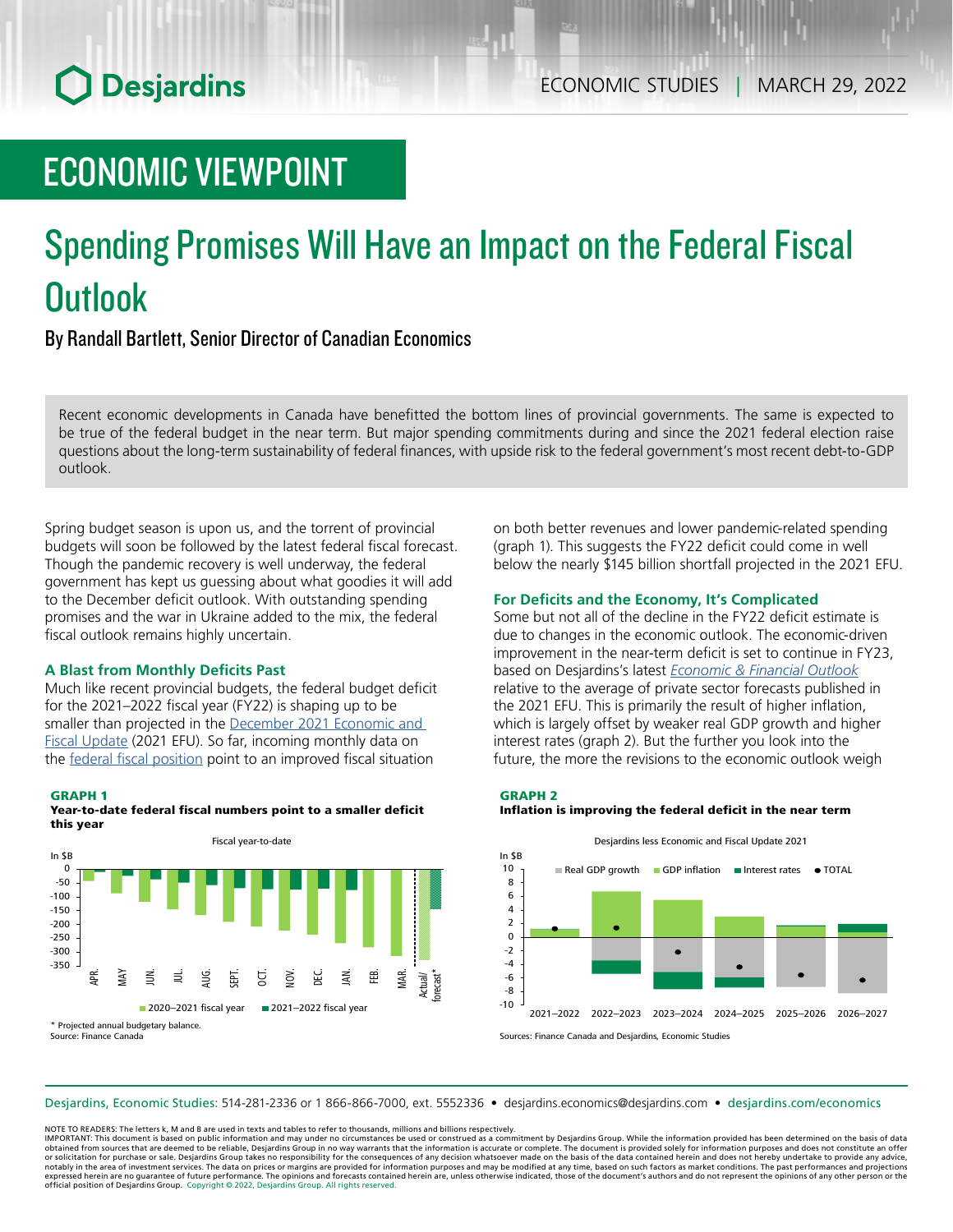ECONOMIC STUDIES | MARCH 29, 2022

# ECONOMIC VIEWPOINT

# Spending Promises Will Have an Impact on the Federal Fiscal Outlook

By Randall Bartlett, Senior Director of Canadian Economics

Recent economic developments in Canada have benefitted the bottom lines of provincial governments. The same is expected to be true of the federal budget in the near term. But major spending commitments during and since the 2021 federal election raise questions about the long-term sustainability of federal finances, with upside risk to the federal government's most recent debt-to-GDP outlook.

Spring budget season is upon us, and the torrent of provincial budgets will soon be followed by the latest federal fiscal forecast. Though the pandemic recovery is well underway, the federal government has kept us guessing about what goodies it will add to the December deficit outlook. With outstanding spending promises and the war in Ukraine added to the mix, the federal fiscal outlook remains highly uncertain.

### A Blast from Monthly Deficits Past

Much like recent provincial budgets, the federal budget deficit for the 2021–2022 fiscal year (FY22) is shaping up to be smaller than projected in the December 2021 Economic and Fiscal Update (2021 EFU). So far, incoming monthly data on the federal fiscal position point to an improved fiscal situation on both better revenues and lower pandemic-related spending (graph 1). This suggests the FY22 deficit could come in well below the nearly $145 billion shortfall projected in the 2021 EFU.

**GRAPH 1**
**Year-to-date federal fiscal numbers point to a smaller deficit this year**

Fiscal year-to-date (In $B); series: 2020–2021 fiscal year, 2021–2022 fiscal year; months APR. through MAR. and Actual/forecast*

\* Projected annual budgetary balance.
Source: Finance Canada

### For Deficits and the Economy, It's Complicated

Some but not all of the decline in the FY22 deficit estimate is due to changes in the economic outlook. The economic-driven improvement in the near-term deficit is set to continue in FY23, based on Desjardins's latest *Economic & Financial Outlook* relative to the average of private sector forecasts published in the 2021 EFU. This is primarily the result of higher inflation, which is largely offset by weaker real GDP growth and higher interest rates (graph 2). But the further you look into the future, the more the revisions to the economic outlook weigh

**GRAPH 2**
**Inflation is improving the federal deficit in the near term**

Desjardins less Economic and Fiscal Update 2021 (In $B); series: Real GDP growth, GDP inflation, Interest rates, TOTAL; fiscal years 2021–2022 through 2026–2027

Sources: Finance Canada and Desjardins, Economic Studies

Desjardins, Economic Studies: 514-281-2336 or 1 866-866-7000, ext. 5552336 • desjardins.economics@desjardins.com • desjardins.com/economics

NOTE TO READERS: The letters k, M and B are used in texts and tables to refer to thousands, millions and billions respectively.
IMPORTANT: This document is based on public information and may under no circumstances be used or construed as a commitment by Desjardins Group. While the information provided has been determined on the basis of data obtained from sources that are deemed to be reliable, Desjardins Group in no way warrants that the information is accurate or complete. The document is provided solely for information purposes and does not constitute an offer or solicitation for purchase or sale. Desjardins Group takes no responsibility for the consequences of any decision whatsoever made on the basis of the data contained herein and does not hereby undertake to provide any advice, notably in the area of investment services. The data on prices or margins are provided for information purposes and may be modified at any time, based on such factors as market conditions. The past performances and projections expressed herein are no guarantee of future performance. The opinions and forecasts contained herein are, unless otherwise indicated, those of the document's authors and do not represent the opinions of any other person or the official position of Desjardins Group. Copyright © 2022, Desjardins Group. All rights reserved.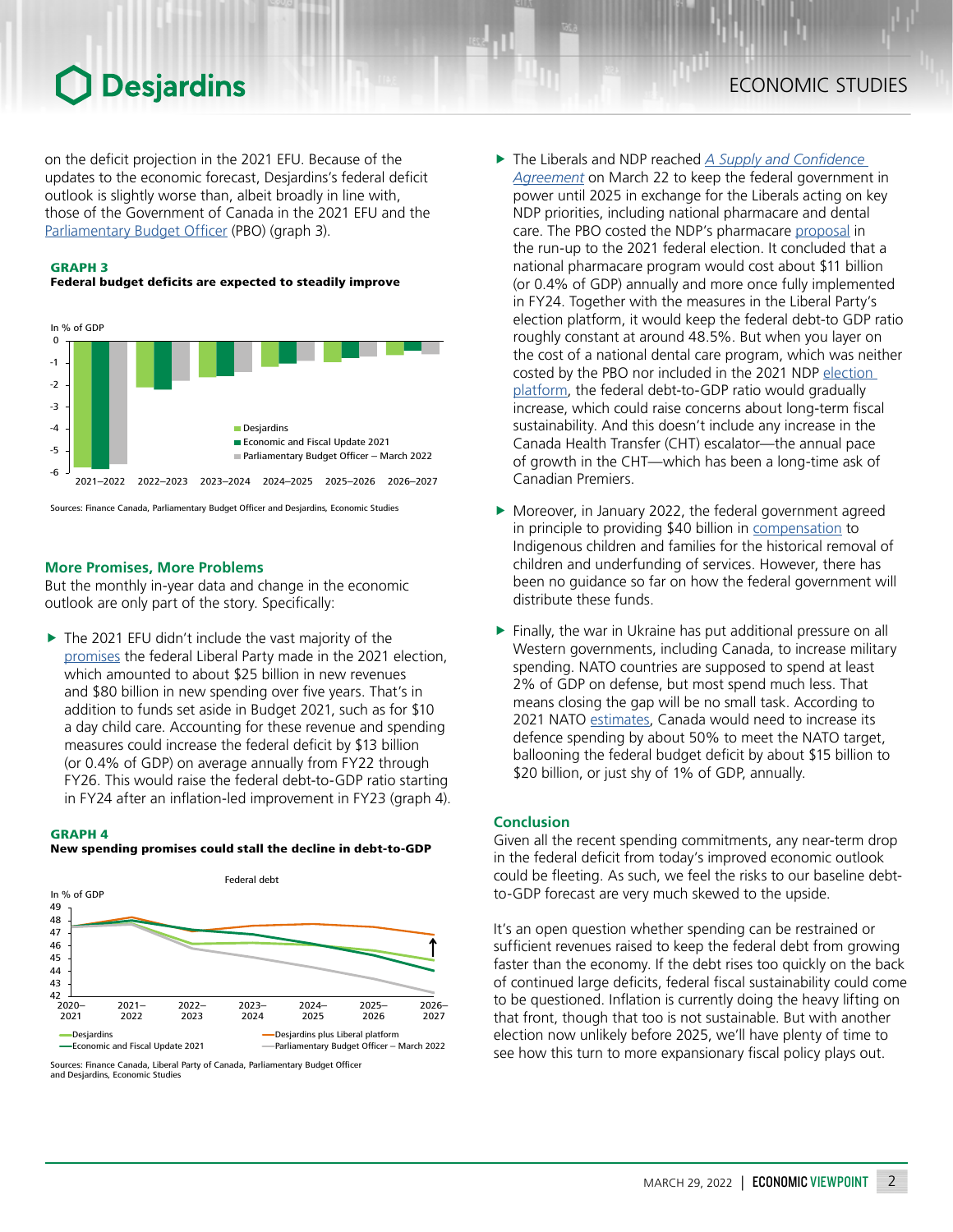on the deficit projection in the 2021 EFU. Because of the updates to the economic forecast, Desjardins's federal deficit outlook is slightly worse than, albeit broadly in line with, those of the Government of Canada in the 2021 EFU and the Parliamentary Budget Officer (PBO) (graph 3).

**GRAPH 3**
**Federal budget deficits are expected to steadily improve**

In % of GDP
0
-1
-2
-3
-4
-5
-6
2021–2022 2022–2023 2023–2024 2024–2025 2025–2026 2026–2027
Desjardins
Economic and Fiscal Update 2021
Parliamentary Budget Officer – March 2022

Sources: Finance Canada, Parliamentary Budget Officer and Desjardins, Economic Studies

## More Promises, More Problems

But the monthly in-year data and change in the economic outlook are only part of the story. Specifically:

- The 2021 EFU didn't include the vast majority of the promises the federal Liberal Party made in the 2021 election, which amounted to about $25 billion in new revenues and $80 billion in new spending over five years. That's in addition to funds set aside in Budget 2021, such as for $10 a day child care. Accounting for these revenue and spending measures could increase the federal deficit by $13 billion (or 0.4% of GDP) on average annually from FY22 through FY26. This would raise the federal debt-to-GDP ratio starting in FY24 after an inflation-led improvement in FY23 (graph 4).

**GRAPH 4**
**New spending promises could stall the decline in debt-to-GDP**

Federal debt
In % of GDP
49
48
47
46
45
44
43
42
2020–2021 2021–2022 2022–2023 2023–2024 2024–2025 2025–2026 2026–2027
Desjardins
Economic and Fiscal Update 2021
Desjardins plus Liberal platform
Parliamentary Budget Officer – March 2022

Sources: Finance Canada, Liberal Party of Canada, Parliamentary Budget Officer and Desjardins, Economic Studies

- The Liberals and NDP reached *A Supply and Confidence Agreement* on March 22 to keep the federal government in power until 2025 in exchange for the Liberals acting on key NDP priorities, including national pharmacare and dental care. The PBO costed the NDP's pharmacare proposal in the run-up to the 2021 federal election. It concluded that a national pharmacare program would cost about $11 billion (or 0.4% of GDP) annually and more once fully implemented in FY24. Together with the measures in the Liberal Party's election platform, it would keep the federal debt-to GDP ratio roughly constant at around 48.5%. But when you layer on the cost of a national dental care program, which was neither costed by the PBO nor included in the 2021 NDP election platform, the federal debt-to-GDP ratio would gradually increase, which could raise concerns about long-term fiscal sustainability. And this doesn't include any increase in the Canada Health Transfer (CHT) escalator—the annual pace of growth in the CHT—which has been a long-time ask of Canadian Premiers.

- Moreover, in January 2022, the federal government agreed in principle to providing $40 billion in compensation to Indigenous children and families for the historical removal of children and underfunding of services. However, there has been no guidance so far on how the federal government will distribute these funds.

- Finally, the war in Ukraine has put additional pressure on all Western governments, including Canada, to increase military spending. NATO countries are supposed to spend at least 2% of GDP on defense, but most spend much less. That means closing the gap will be no small task. According to 2021 NATO estimates, Canada would need to increase its defence spending by about 50% to meet the NATO target, ballooning the federal budget deficit by about $15 billion to $20 billion, or just shy of 1% of GDP, annually.

## Conclusion

Given all the recent spending commitments, any near-term drop in the federal deficit from today's improved economic outlook could be fleeting. As such, we feel the risks to our baseline debt-to-GDP forecast are very much skewed to the upside.

It's an open question whether spending can be restrained or sufficient revenues raised to keep the federal debt from growing faster than the economy. If the debt rises too quickly on the back of continued large deficits, federal fiscal sustainability could come to be questioned. Inflation is currently doing the heavy lifting on that front, though that too is not sustainable. But with another election now unlikely before 2025, we'll have plenty of time to see how this turn to more expansionary fiscal policy plays out.